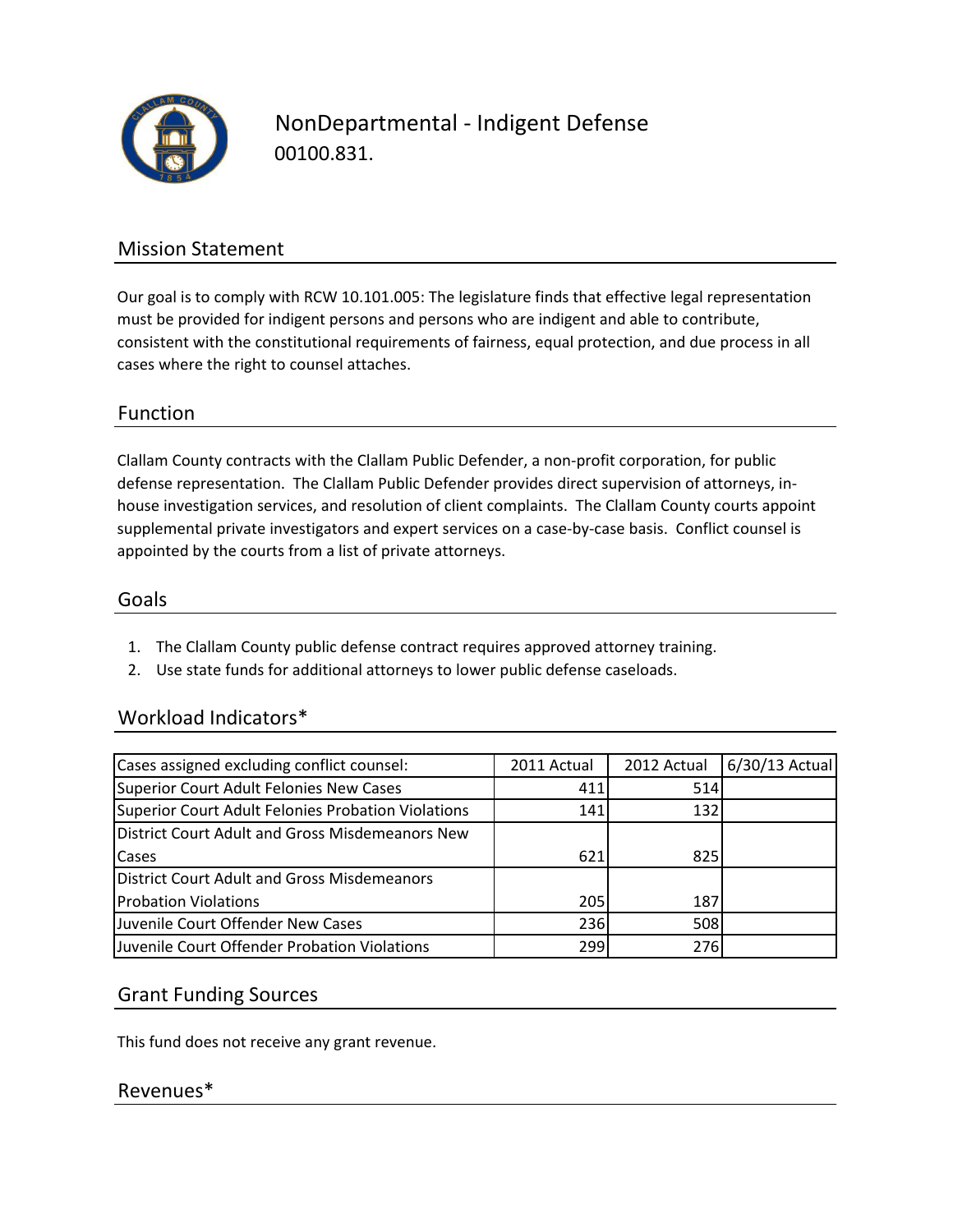# NonDepartmental - Indigent Defense

00100.831.

## Mission Statement

Our goal is to comply with RCW 10.101.005: The legislature finds that effective legal representation must be provided for indigent persons and persons who are indigent and able to contribute, consistent with the constitutional requirements of fairness, equal protection, and due process in all cases where the right to counsel attaches.

## Function

Clallam County contracts with the Clallam Public Defender, a non-profit corporation, for public defense representation. The Clallam Public Defender provides direct supervision of attorneys, in-house investigation services, and resolution of client complaints. The Clallam County courts appoint supplemental private investigators and expert services on a case-by-case basis. Conflict counsel is appointed by the courts from a list of private attorneys.

## Goals

1. The Clallam County public defense contract requires approved attorney training.
2. Use state funds for additional attorneys to lower public defense caseloads.

## Workload Indicators*

| Cases assigned excluding conflict counsel: | 2011 Actual | 2012 Actual | 6/30/13 Actual |
|---|---|---|---|
| Superior Court Adult Felonies New Cases | 411 | 514 | |
| Superior Court Adult Felonies Probation Violations | 141 | 132 | |
| District Court Adult and Gross Misdemeanors New Cases | 621 | 825 | |
| District Court Adult and Gross Misdemeanors Probation Violations | 205 | 187 | |
| Juvenile Court Offender New Cases | 236 | 508 | |
| Juvenile Court Offender Probation Violations | 299 | 276 | |

## Grant Funding Sources

This fund does not receive any grant revenue.

## Revenues*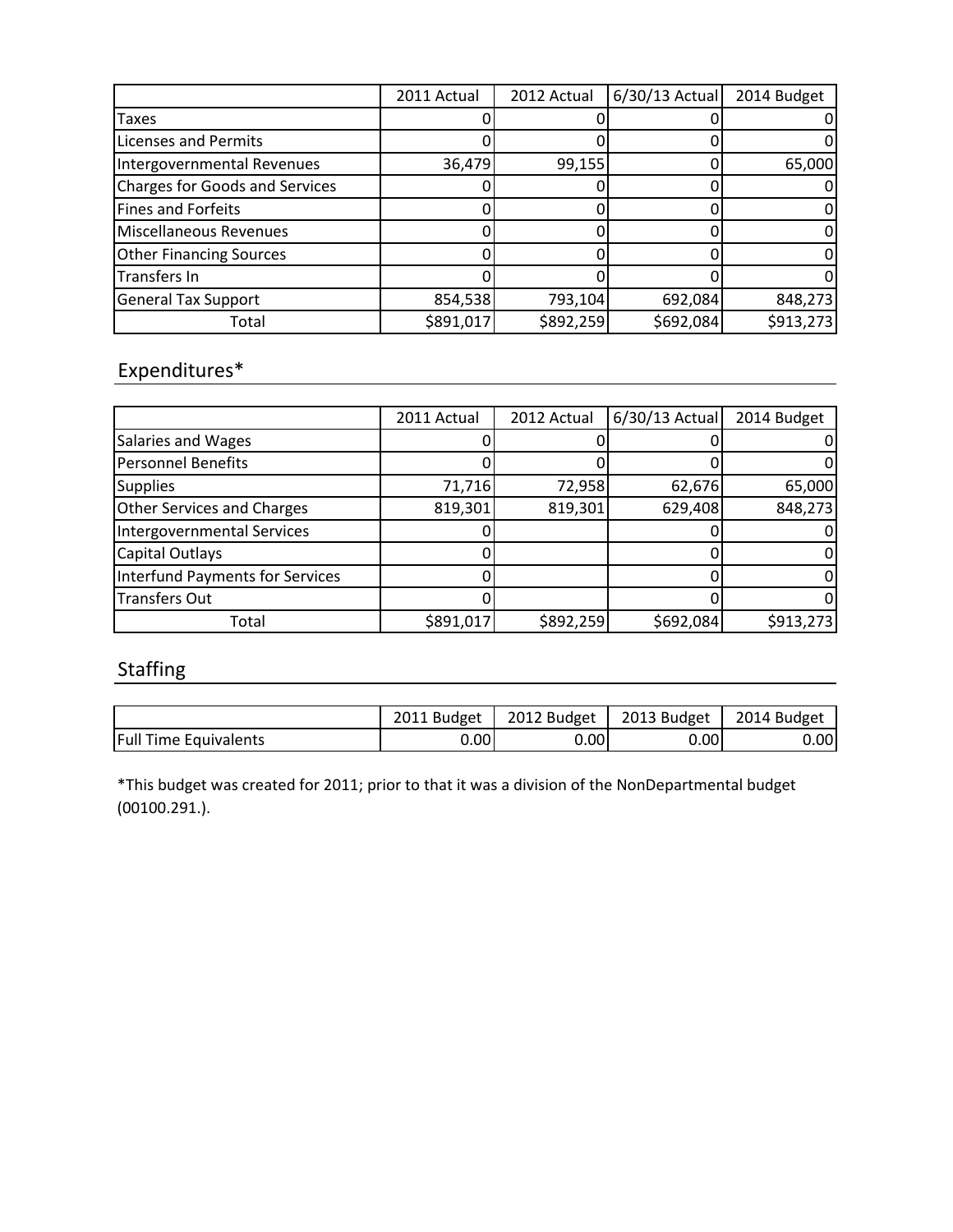| | 2011 Actual | 2012 Actual | 6/30/13 Actual | 2014 Budget |
|---|---|---|---|---|
| Taxes | 0 | 0 | 0 | 0 |
| Licenses and Permits | 0 | 0 | 0 | 0 |
| Intergovernmental Revenues | 36,479 | 99,155 | 0 | 65,000 |
| Charges for Goods and Services | 0 | 0 | 0 | 0 |
| Fines and Forfeits | 0 | 0 | 0 | 0 |
| Miscellaneous Revenues | 0 | 0 | 0 | 0 |
| Other Financing Sources | 0 | 0 | 0 | 0 |
| Transfers In | 0 | 0 | 0 | 0 |
| General Tax Support | 854,538 | 793,104 | 692,084 | 848,273 |
| Total | $891,017 | $892,259 | $692,084 | $913,273 |

## Expenditures*

| | 2011 Actual | 2012 Actual | 6/30/13 Actual | 2014 Budget |
|---|---|---|---|---|
| Salaries and Wages | 0 | 0 | 0 | 0 |
| Personnel Benefits | 0 | 0 | 0 | 0 |
| Supplies | 71,716 | 72,958 | 62,676 | 65,000 |
| Other Services and Charges | 819,301 | 819,301 | 629,408 | 848,273 |
| Intergovernmental Services | 0 | | 0 | 0 |
| Capital Outlays | 0 | | 0 | 0 |
| Interfund Payments for Services | 0 | | 0 | 0 |
| Transfers Out | 0 | | 0 | 0 |
| Total | $891,017 | $892,259 | $692,084 | $913,273 |

## Staffing

| | 2011 Budget | 2012 Budget | 2013 Budget | 2014 Budget |
|---|---|---|---|---|
| Full Time Equivalents | 0.00 | 0.00 | 0.00 | 0.00 |

*This budget was created for 2011; prior to that it was a division of the NonDepartmental budget (00100.291.).